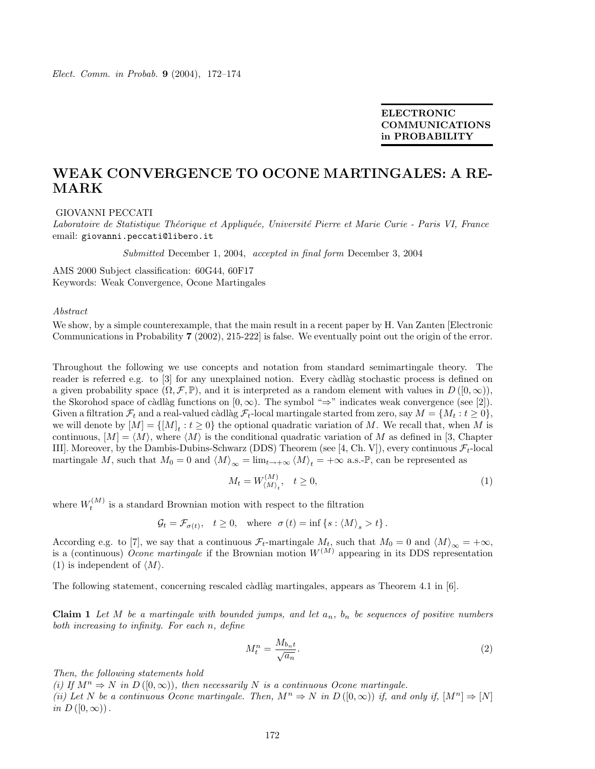*Elect. Comm. in Probab.* **9** (2004), 172–174

**ELECTRONIC COMMUNICATIONS in PROBABILITY**

# WEAK CONVERGENCE TO OCONE MARTINGALES: A REMARK

GIOVANNI PECCATI

*Laboratoire de Statistique Théorique et Appliquée, Université Pierre et Marie Curie - Paris VI, France*
email: giovanni.peccati@libero.it

*Submitted* December 1, 2004, *accepted in final form* December 3, 2004

AMS 2000 Subject classification: 60G44, 60F17
Keywords: Weak Convergence, Ocone Martingales

*Abstract*

We show, by a simple counterexample, that the main result in a recent paper by H. Van Zanten [Electronic Communications in Probability **7** (2002), 215-222] is false. We eventually point out the origin of the error.

Throughout the following we use concepts and notation from standard semimartingale theory. The reader is referred e.g. to [3] for any unexplained notion. Every càdlàg stochastic process is defined on a given probability space $(\Omega, \mathcal{F}, \mathbb{P})$, and it is interpreted as a random element with values in $D([0,\infty))$, the Skorohod space of càdlàg functions on $[0,\infty)$. The symbol "$\Rightarrow$" indicates weak convergence (see [2]). Given a filtration $\mathcal{F}_t$ and a real-valued càdlàg $\mathcal{F}_t$-local martingale started from zero, say $M = \{M_t : t \geq 0\}$, we will denote by $[M] = \{[M]_t : t \geq 0\}$ the optional quadratic variation of $M$. We recall that, when $M$ is continuous, $[M] = \langle M \rangle$, where $\langle M \rangle$ is the conditional quadratic variation of $M$ as defined in [3, Chapter III]. Moreover, by the Dambis-Dubins-Schwarz (DDS) Theorem (see [4, Ch. V]), every continuous $\mathcal{F}_t$-local martingale $M$, such that $M_0 = 0$ and $\langle M \rangle_\infty = \lim_{t \to +\infty} \langle M \rangle_t = +\infty$ a.s.-$\mathbb{P}$, can be represented as

$$M_t = W^{(M)}_{\langle M \rangle_t}, \quad t \geq 0, \tag{1}$$

where $W^{(M)}_t$ is a standard Brownian motion with respect to the filtration

$$\mathcal{G}_t = \mathcal{F}_{\sigma(t)}, \quad t \geq 0, \quad \text{where} \quad \sigma(t) = \inf\{s : \langle M \rangle_s > t\}.$$

According e.g. to [7], we say that a continuous $\mathcal{F}_t$-martingale $M_t$, such that $M_0 = 0$ and $\langle M \rangle_\infty = +\infty$, is a (continuous) *Ocone martingale* if the Brownian motion $W^{(M)}$ appearing in its DDS representation (1) is independent of $\langle M \rangle$.

The following statement, concerning rescaled càdlàg martingales, appears as Theorem 4.1 in [6].

**Claim 1** *Let $M$ be a martingale with bounded jumps, and let $a_n$, $b_n$ be sequences of positive numbers both increasing to infinity. For each $n$, define*

$$M^n_t = \frac{M_{b_n t}}{\sqrt{a_n}}. \tag{2}$$

*Then, the following statements hold*

*(i) If $M^n \Rightarrow N$ in $D([0,\infty))$, then necessarily $N$ is a continuous Ocone martingale.*

*(ii) Let $N$ be a continuous Ocone martingale. Then, $M^n \Rightarrow N$ in $D([0,\infty))$ if, and only if, $[M^n] \Rightarrow [N]$ in $D([0,\infty))$.*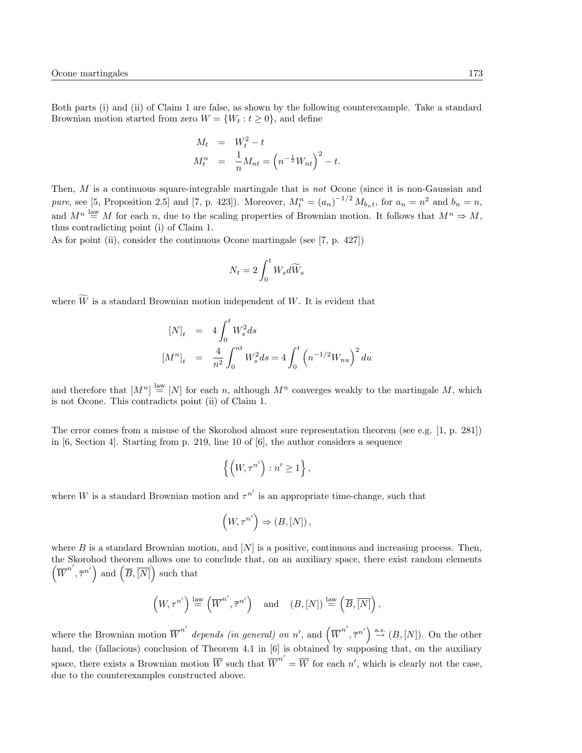Both parts (i) and (ii) of Claim 1 are false, as shown by the following counterexample. Take a standard Brownian motion started from zero $W = \{W_t : t \geq 0\}$, and define

$$
\begin{aligned}
M_t &= W_t^2 - t \\
M_t^n &= \frac{1}{n} M_{nt} = \left(n^{-\frac{1}{2}} W_{nt}\right)^2 - t.
\end{aligned}
$$

Then, $M$ is a continuous square-integrable martingale that is *not* Ocone (since it is non-Gaussian and *pure*, see [5, Proposition 2.5] and [7, p. 423]). Moreover, $M_t^n = (a_n)^{-1/2} M_{b_n t}$, for $a_n = n^2$ and $b_n = n$, and $M^n \stackrel{\text{law}}{=} M$ for each $n$, due to the scaling properties of Brownian motion. It follows that $M^n \Rightarrow M$, thus contradicting point (i) of Claim 1.

As for point (ii), consider the continuous Ocone martingale (see [7, p. 427])

$$
N_t = 2 \int_0^t W_s d\widetilde{W}_s
$$

where $\widetilde{W}$ is a standard Brownian motion independent of $W$. It is evident that

$$
\begin{aligned}
[N]_t &= 4 \int_0^t W_s^2 ds \\
[M^n]_t &= \frac{4}{n^2} \int_0^{nt} W_s^2 ds = 4 \int_0^t \left(n^{-1/2} W_{nu}\right)^2 du
\end{aligned}
$$

and therefore that $[M^n] \stackrel{\text{law}}{=} [N]$ for each $n$, although $M^n$ converges weakly to the martingale $M$, which is not Ocone. This contradicts point (ii) of Claim 1.

The error comes from a misuse of the Skorohod almost sure representation theorem (see e.g. [1, p. 281]) in [6, Section 4]. Starting from p. 219, line 10 of [6], the author considers a sequence

$$
\left\{ \left(W, \tau^{n'}\right) : n' \geq 1 \right\},
$$

where $W$ is a standard Brownian motion and $\tau^{n'}$ is an appropriate time-change, such that

$$
\left(W, \tau^{n'}\right) \Rightarrow (B, [N]),
$$

where $B$ is a standard Brownian motion, and $[N]$ is a positive, continuous and increasing process. Then, the Skorohod theorem allows one to conclude that, on an auxiliary space, there exist random elements $\left(\overline{W}^{n'}, \overline{\tau}^{n'}\right)$ and $\left(\overline{B}, \overline{[N]}\right)$ such that

$$
\left(W, \tau^{n'}\right) \stackrel{\text{law}}{=} \left(\overline{W}^{n'}, \overline{\tau}^{n'}\right) \quad \text{and} \quad (B, [N]) \stackrel{\text{law}}{=} \left(\overline{B}, \overline{[N]}\right),
$$

where the Brownian motion $\overline{W}^{n'}$ *depends (in general) on* $n'$, and $\left(\overline{W}^{n'}, \overline{\tau}^{n'}\right) \stackrel{\text{a.s.}}{\to} (B, [N])$. On the other hand, the (fallacious) conclusion of Theorem 4.1 in [6] is obtained by supposing that, on the auxiliary space, there exists a Brownian motion $\overline{W}$ such that $\overline{W}^{n'} = \overline{W}$ for each $n'$, which is clearly not the case, due to the counterexamples constructed above.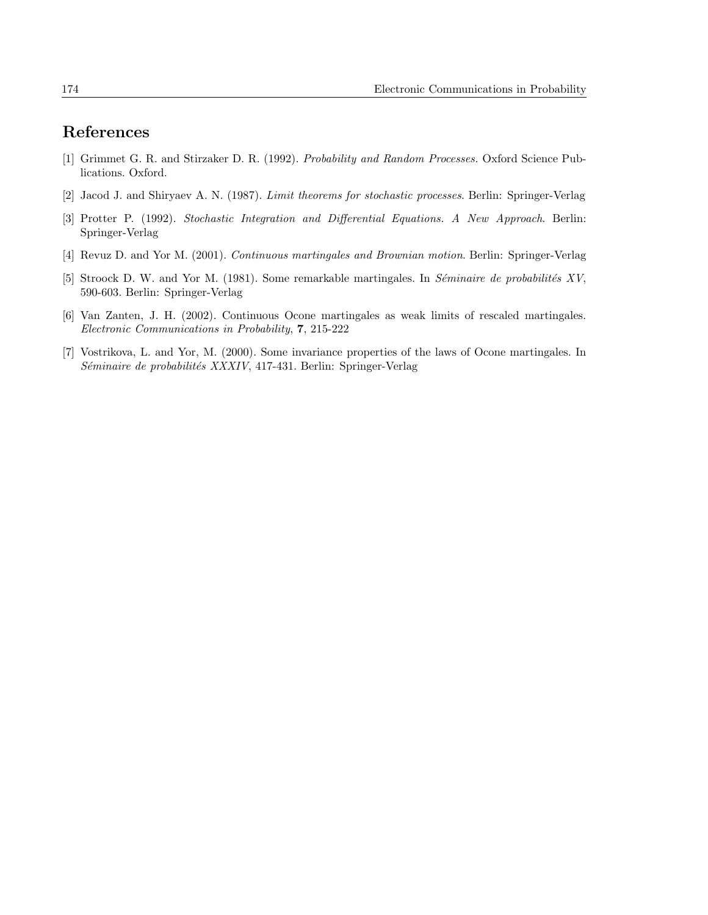## References

[1] Grimmet G. R. and Stirzaker D. R. (1992). *Probability and Random Processes.* Oxford Science Publications. Oxford.

[2] Jacod J. and Shiryaev A. N. (1987). *Limit theorems for stochastic processes*. Berlin: Springer-Verlag

[3] Protter P. (1992). *Stochastic Integration and Differential Equations. A New Approach*. Berlin: Springer-Verlag

[4] Revuz D. and Yor M. (2001). *Continuous martingales and Brownian motion*. Berlin: Springer-Verlag

[5] Stroock D. W. and Yor M. (1981). Some remarkable martingales. In *Séminaire de probabilités XV*, 590-603. Berlin: Springer-Verlag

[6] Van Zanten, J. H. (2002). Continuous Ocone martingales as weak limits of rescaled martingales. *Electronic Communications in Probability*, **7**, 215-222

[7] Vostrikova, L. and Yor, M. (2000). Some invariance properties of the laws of Ocone martingales. In *Séminaire de probabilités XXXIV*, 417-431. Berlin: Springer-Verlag